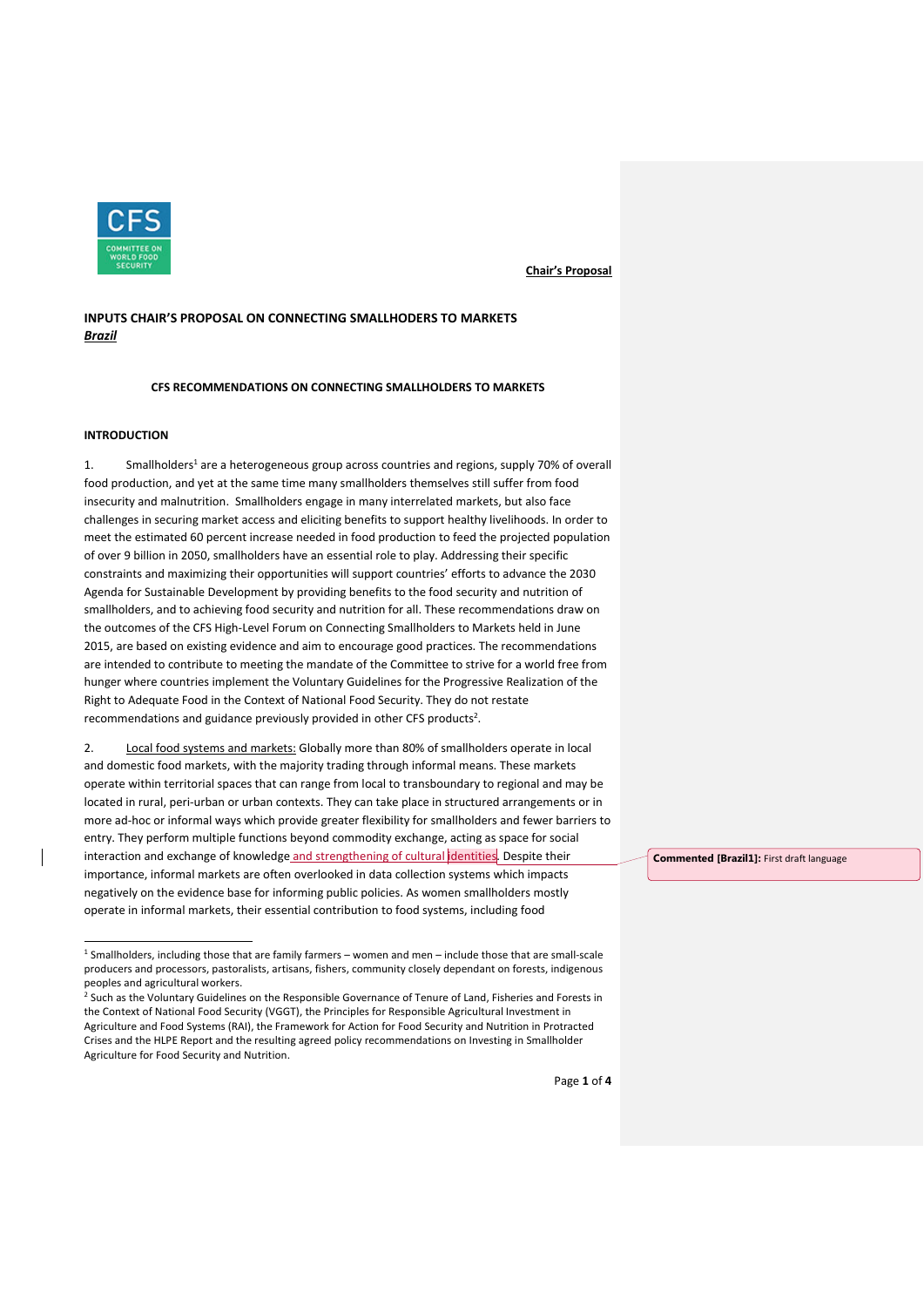**Chair's Proposal**

**INPUTS CHAIR'S PROPOSAL ON CONNECTING SMALLHODERS TO MARKETS**
***Brazil***

**CFS RECOMMENDATIONS ON CONNECTING SMALLHOLDERS TO MARKETS**

**INTRODUCTION**

1. Smallholders[1] are a heterogeneous group across countries and regions, supply 70% of overall food production, and yet at the same time many smallholders themselves still suffer from food insecurity and malnutrition. Smallholders engage in many interrelated markets, but also face challenges in securing market access and eliciting benefits to support healthy livelihoods. In order to meet the estimated 60 percent increase needed in food production to feed the projected population of over 9 billion in 2050, smallholders have an essential role to play. Addressing their specific constraints and maximizing their opportunities will support countries' efforts to advance the 2030 Agenda for Sustainable Development by providing benefits to the food security and nutrition of smallholders, and to achieving food security and nutrition for all. These recommendations draw on the outcomes of the CFS High-Level Forum on Connecting Smallholders to Markets held in June 2015, are based on existing evidence and aim to encourage good practices. The recommendations are intended to contribute to meeting the mandate of the Committee to strive for a world free from hunger where countries implement the Voluntary Guidelines for the Progressive Realization of the Right to Adequate Food in the Context of National Food Security. They do not restate recommendations and guidance previously provided in other CFS products[2].

2. Local food systems and markets: Globally more than 80% of smallholders operate in local and domestic food markets, with the majority trading through informal means. These markets operate within territorial spaces that can range from local to transboundary to regional and may be located in rural, peri-urban or urban contexts. They can take place in structured arrangements or in more ad-hoc or informal ways which provide greater flexibility for smallholders and fewer barriers to entry. They perform multiple functions beyond commodity exchange, acting as space for social interaction and exchange of knowledge and strengthening of cultural identities. Despite their importance, informal markets are often overlooked in data collection systems which impacts negatively on the evidence base for informing public policies. As women smallholders mostly operate in informal markets, their essential contribution to food systems, including food

**Commented [Brazil1]:** First draft language

[1] Smallholders, including those that are family farmers – women and men – include those that are small-scale producers and processors, pastoralists, artisans, fishers, community closely dependant on forests, indigenous peoples and agricultural workers.

[2] Such as the Voluntary Guidelines on the Responsible Governance of Tenure of Land, Fisheries and Forests in the Context of National Food Security (VGGT), the Principles for Responsible Agricultural Investment in Agriculture and Food Systems (RAI), the Framework for Action for Food Security and Nutrition in Protracted Crises and the HLPE Report and the resulting agreed policy recommendations on Investing in Smallholder Agriculture for Food Security and Nutrition.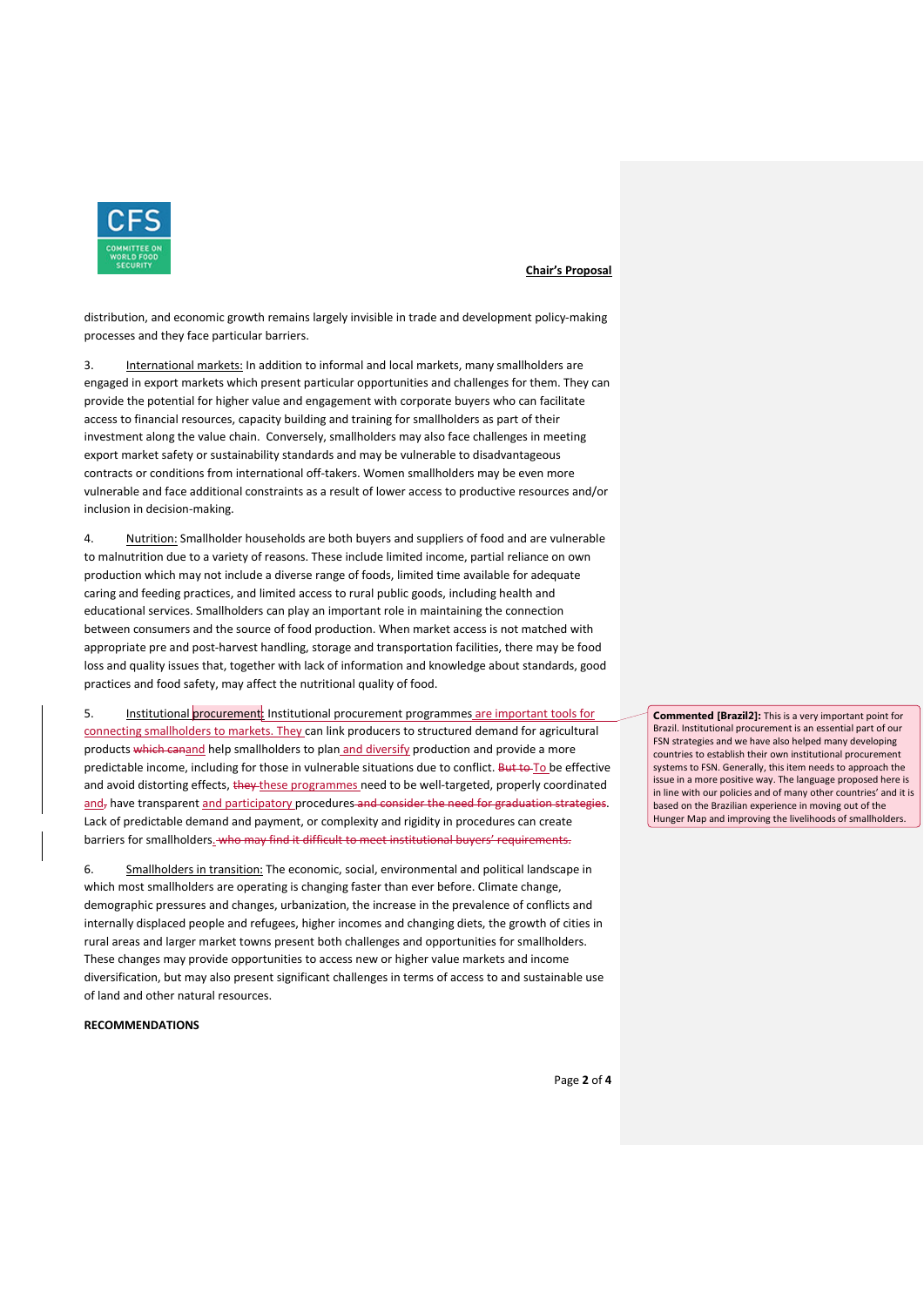distribution, and economic growth remains largely invisible in trade and development policy-making processes and they face particular barriers.

3. International markets: In addition to informal and local markets, many smallholders are engaged in export markets which present particular opportunities and challenges for them. They can provide the potential for higher value and engagement with corporate buyers who can facilitate access to financial resources, capacity building and training for smallholders as part of their investment along the value chain. Conversely, smallholders may also face challenges in meeting export market safety or sustainability standards and may be vulnerable to disadvantageous contracts or conditions from international off-takers. Women smallholders may be even more vulnerable and face additional constraints as a result of lower access to productive resources and/or inclusion in decision-making.

4. Nutrition: Smallholder households are both buyers and suppliers of food and are vulnerable to malnutrition due to a variety of reasons. These include limited income, partial reliance on own production which may not include a diverse range of foods, limited time available for adequate caring and feeding practices, and limited access to rural public goods, including health and educational services. Smallholders can play an important role in maintaining the connection between consumers and the source of food production. When market access is not matched with appropriate pre and post-harvest handling, storage and transportation facilities, there may be food loss and quality issues that, together with lack of information and knowledge about standards, good practices and food safety, may affect the nutritional quality of food.

5. Institutional procurement: Institutional procurement programmes are important tools for connecting smallholders to markets. They can link producers to structured demand for agricultural products ~~which can~~and help smallholders to plan and diversify production and provide a more predictable income, including for those in vulnerable situations due to conflict. ~~But to~~ To be effective and avoid distorting effects, ~~they~~ these programmes need to be well-targeted, properly coordinated and~~,~~ have transparent and participatory procedures ~~and consider the need for graduation strategies~~. Lack of predictable demand and payment, or complexity and rigidity in procedures can create barriers for smallholders. ~~who may find it difficult to meet institutional buyers' requirements.~~

> **Commented [Brazil2]:** This is a very important point for Brazil. Institutional procurement is an essential part of our FSN strategies and we have also helped many developing countries to establish their own institutional procurement systems to FSN. Generally, this item needs to approach the issue in a more positive way. The language proposed here is in line with our policies and of many other countries' and it is based on the Brazilian experience in moving out of the Hunger Map and improving the livelihoods of smallholders.

6. Smallholders in transition: The economic, social, environmental and political landscape in which most smallholders are operating is changing faster than ever before. Climate change, demographic pressures and changes, urbanization, the increase in the prevalence of conflicts and internally displaced people and refugees, higher incomes and changing diets, the growth of cities in rural areas and larger market towns present both challenges and opportunities for smallholders. These changes may provide opportunities to access new or higher value markets and income diversification, but may also present significant challenges in terms of access to and sustainable use of land and other natural resources.

**RECOMMENDATIONS**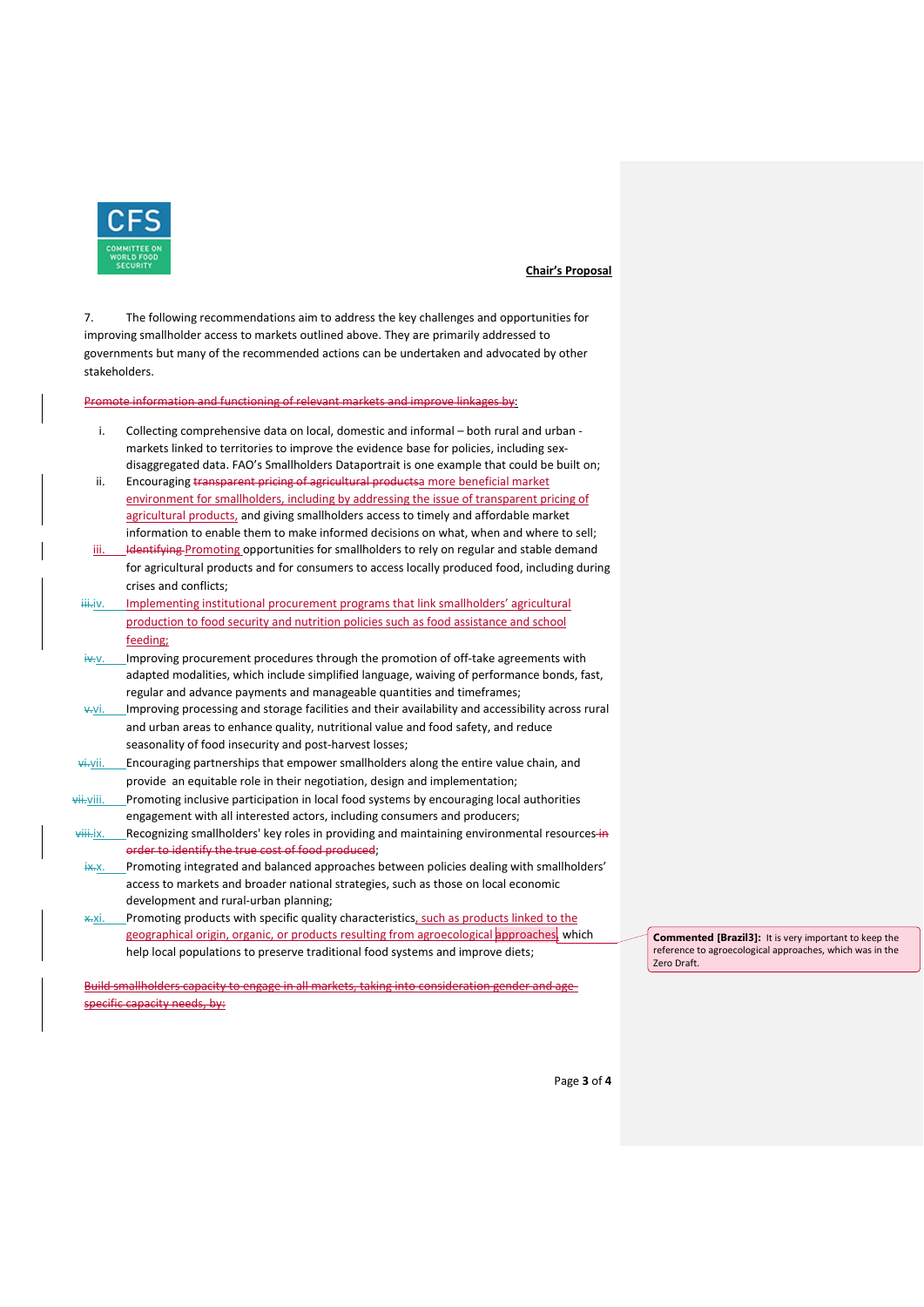**Chair's Proposal**

7. The following recommendations aim to address the key challenges and opportunities for improving smallholder access to markets outlined above. They are primarily addressed to governments but many of the recommended actions can be undertaken and advocated by other stakeholders.

~~Promote information and functioning of relevant markets and improve linkages by:~~

i. Collecting comprehensive data on local, domestic and informal – both rural and urban - markets linked to territories to improve the evidence base for policies, including sex-disaggregated data. FAO's Smallholders Dataportrait is one example that could be built on;

ii. Encouraging ~~transparent pricing of agricultural products~~a more beneficial market environment for smallholders, including by addressing the issue of transparent pricing of agricultural products, and giving smallholders access to timely and affordable market information to enable them to make informed decisions on what, when and where to sell;

iii. ~~Identifying~~ Promoting opportunities for smallholders to rely on regular and stable demand for agricultural products and for consumers to access locally produced food, including during crises and conflicts;

~~iii.~~iv. Implementing institutional procurement programs that link smallholders' agricultural production to food security and nutrition policies such as food assistance and school feeding;

~~iv.~~v. Improving procurement procedures through the promotion of off-take agreements with adapted modalities, which include simplified language, waiving of performance bonds, fast, regular and advance payments and manageable quantities and timeframes;

~~v.~~vi. Improving processing and storage facilities and their availability and accessibility across rural and urban areas to enhance quality, nutritional value and food safety, and reduce seasonality of food insecurity and post-harvest losses;

~~vi.~~vii. Encouraging partnerships that empower smallholders along the entire value chain, and provide an equitable role in their negotiation, design and implementation;

~~vii.~~viii. Promoting inclusive participation in local food systems by encouraging local authorities engagement with all interested actors, including consumers and producers;

~~viii.~~ix. Recognizing smallholders' key roles in providing and maintaining environmental resources ~~in order to identify the true cost of food produced~~;

~~ix.~~x. Promoting integrated and balanced approaches between policies dealing with smallholders' access to markets and broader national strategies, such as those on local economic development and rural-urban planning;

~~x.~~xi. Promoting products with specific quality characteristics, such as products linked to the geographical origin, organic, or products resulting from agroecological approaches, which help local populations to preserve traditional food systems and improve diets;

> **Commented [Brazil3]:** It is very important to keep the reference to agroecological approaches, which was in the Zero Draft.

~~Build smallholders capacity to engage in all markets, taking into consideration gender and age-specific capacity needs, by:~~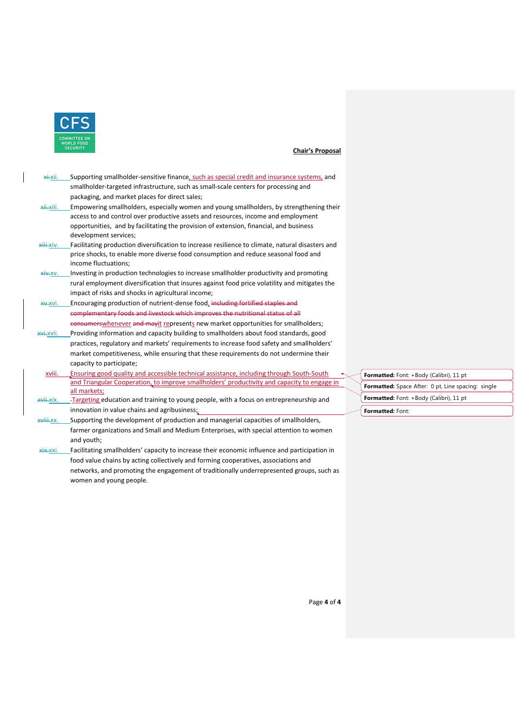**Chair's Proposal**

xii. Supporting smallholder-sensitive finance, such as special credit and insurance systems, and smallholder-targeted infrastructure, such as small-scale centers for processing and packaging, and market places for direct sales;

xiii. Empowering smallholders, especially women and young smallholders, by strengthening their access to and control over productive assets and resources, income and employment opportunities, and by facilitating the provision of extension, financial, and business development services;

xiv. Facilitating production diversification to increase resilience to climate, natural disasters and price shocks, to enable more diverse food consumption and reduce seasonal food and income fluctuations;

xv. Investing in production technologies to increase smallholder productivity and promoting rural employment diversification that insures against food price volatility and mitigates the impact of risks and shocks in agricultural income;

xvi. Encouraging production of nutrient-dense food, whenever it represents new market opportunities for smallholders;

xvii. Providing information and capacity building to smallholders about food standards, good practices, regulatory and markets' requirements to increase food safety and smallholders' market competitiveness, while ensuring that these requirements do not undermine their capacity to participate;

xviii. Ensuring good quality and accessible technical assistance, including through South-South and Triangular Cooperation, to improve smallholders' productivity and capacity to engage in all markets;

xix. Targeting education and training to young people, with a focus on entrepreneurship and innovation in value chains and agribusiness;

xx. Supporting the development of production and managerial capacities of smallholders, farmer organizations and Small and Medium Enterprises, with special attention to women and youth;

xxi. Facilitating smallholders' capacity to increase their economic influence and participation in food value chains by acting collectively and forming cooperatives, associations and networks, and promoting the engagement of traditionally underrepresented groups, such as women and young people.